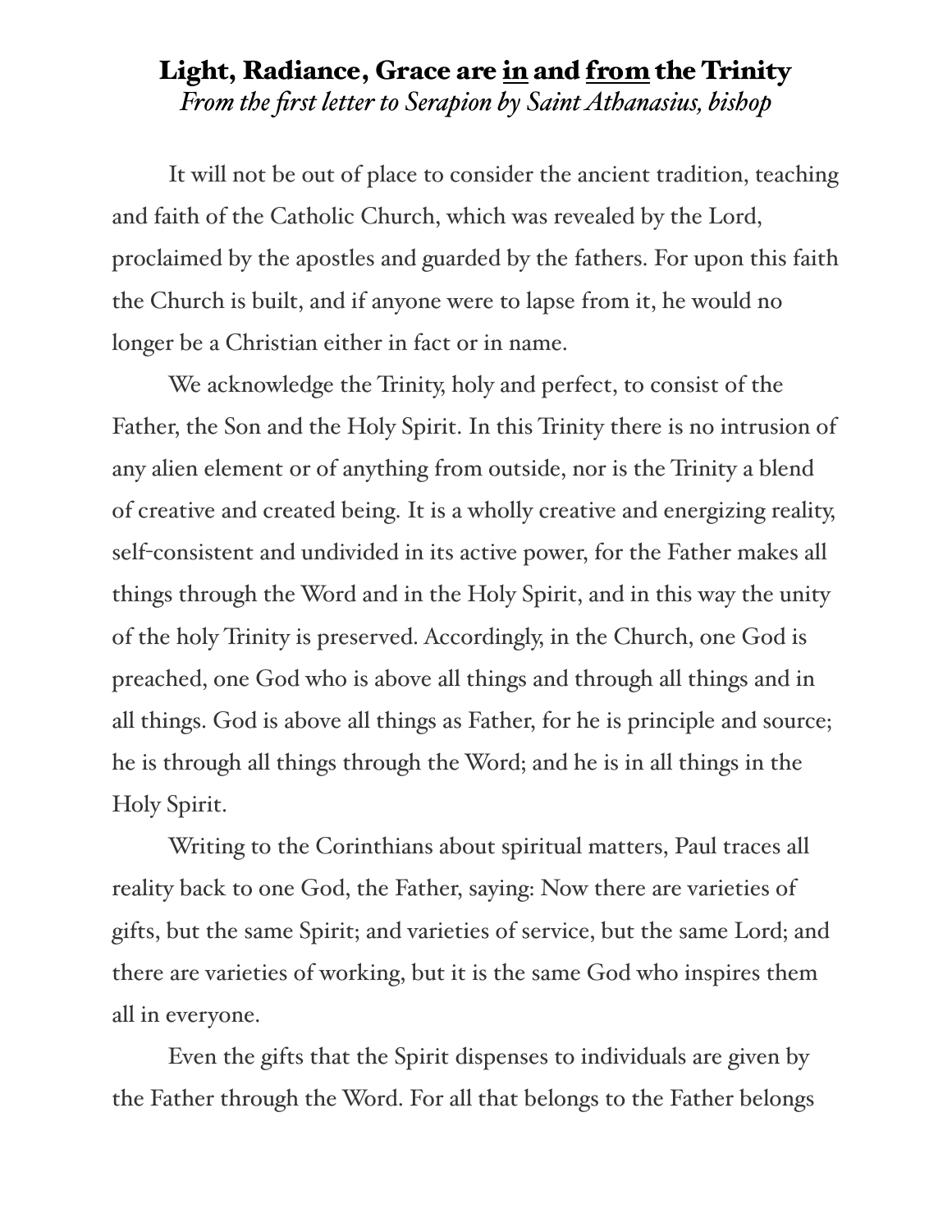# Light, Radiance, Grace are <u>in</u> and <u>from</u> the Trinity

*From the first letter to Serapion by Saint Athanasius, bishop*

It will not be out of place to consider the ancient tradition, teaching and faith of the Catholic Church, which was revealed by the Lord, proclaimed by the apostles and guarded by the fathers. For upon this faith the Church is built, and if anyone were to lapse from it, he would no longer be a Christian either in fact or in name.

We acknowledge the Trinity, holy and perfect, to consist of the Father, the Son and the Holy Spirit. In this Trinity there is no intrusion of any alien element or of anything from outside, nor is the Trinity a blend of creative and created being. It is a wholly creative and energizing reality, self-consistent and undivided in its active power, for the Father makes all things through the Word and in the Holy Spirit, and in this way the unity of the holy Trinity is preserved. Accordingly, in the Church, one God is preached, one God who is above all things and through all things and in all things. God is above all things as Father, for he is principle and source; he is through all things through the Word; and he is in all things in the Holy Spirit.

Writing to the Corinthians about spiritual matters, Paul traces all reality back to one God, the Father, saying: Now there are varieties of gifts, but the same Spirit; and varieties of service, but the same Lord; and there are varieties of working, but it is the same God who inspires them all in everyone.

Even the gifts that the Spirit dispenses to individuals are given by the Father through the Word. For all that belongs to the Father belongs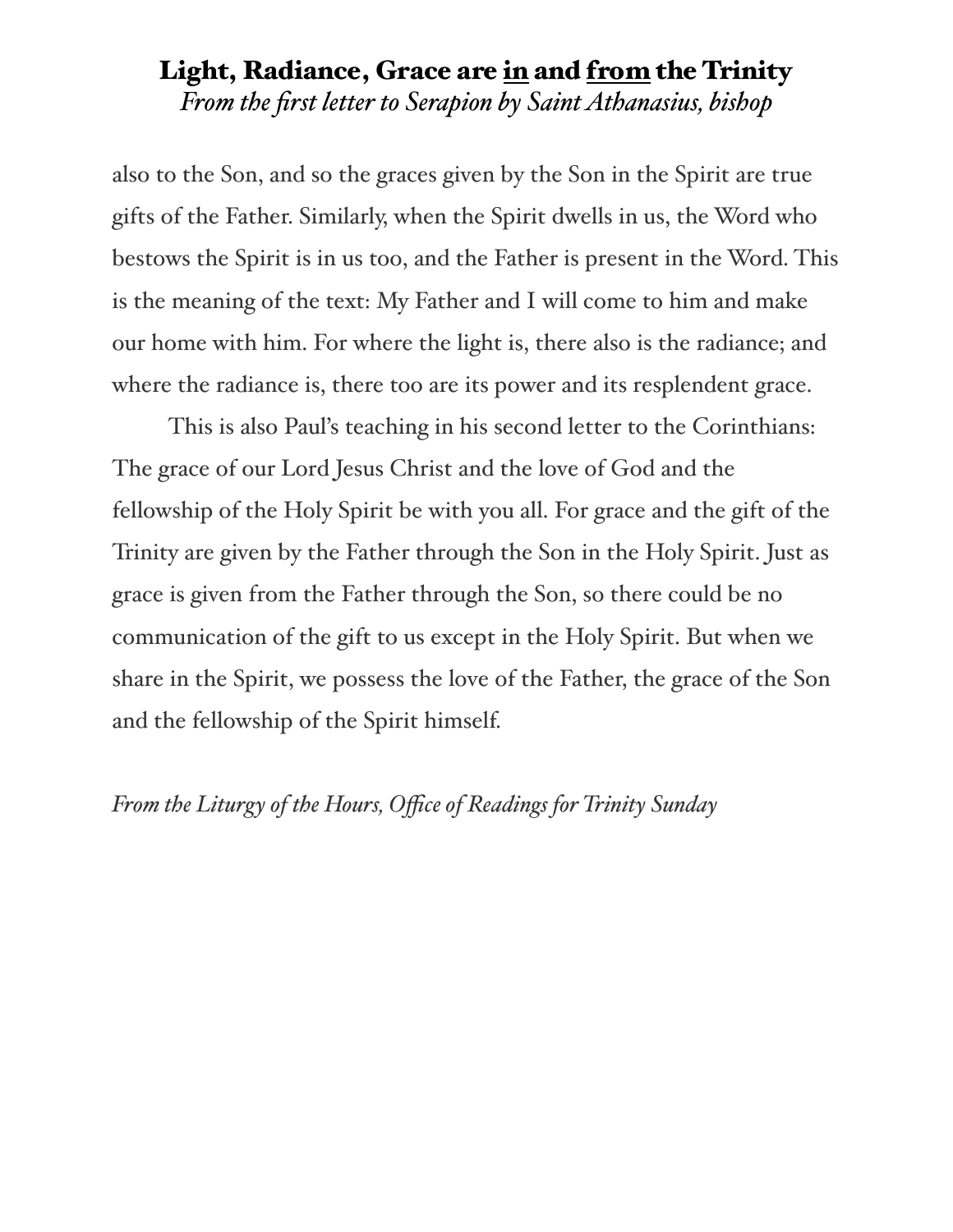also to the Son, and so the graces given by the Son in the Spirit are true gifts of the Father. Similarly, when the Spirit dwells in us, the Word who bestows the Spirit is in us too, and the Father is present in the Word. This is the meaning of the text: My Father and I will come to him and make our home with him. For where the light is, there also is the radiance; and where the radiance is, there too are its power and its resplendent grace.

This is also Paul's teaching in his second letter to the Corinthians: The grace of our Lord Jesus Christ and the love of God and the fellowship of the Holy Spirit be with you all. For grace and the gift of the Trinity are given by the Father through the Son in the Holy Spirit. Just as grace is given from the Father through the Son, so there could be no communication of the gift to us except in the Holy Spirit. But when we share in the Spirit, we possess the love of the Father, the grace of the Son and the fellowship of the Spirit himself.

*From the Liturgy of the Hours, Office of Readings for Trinity Sunday*